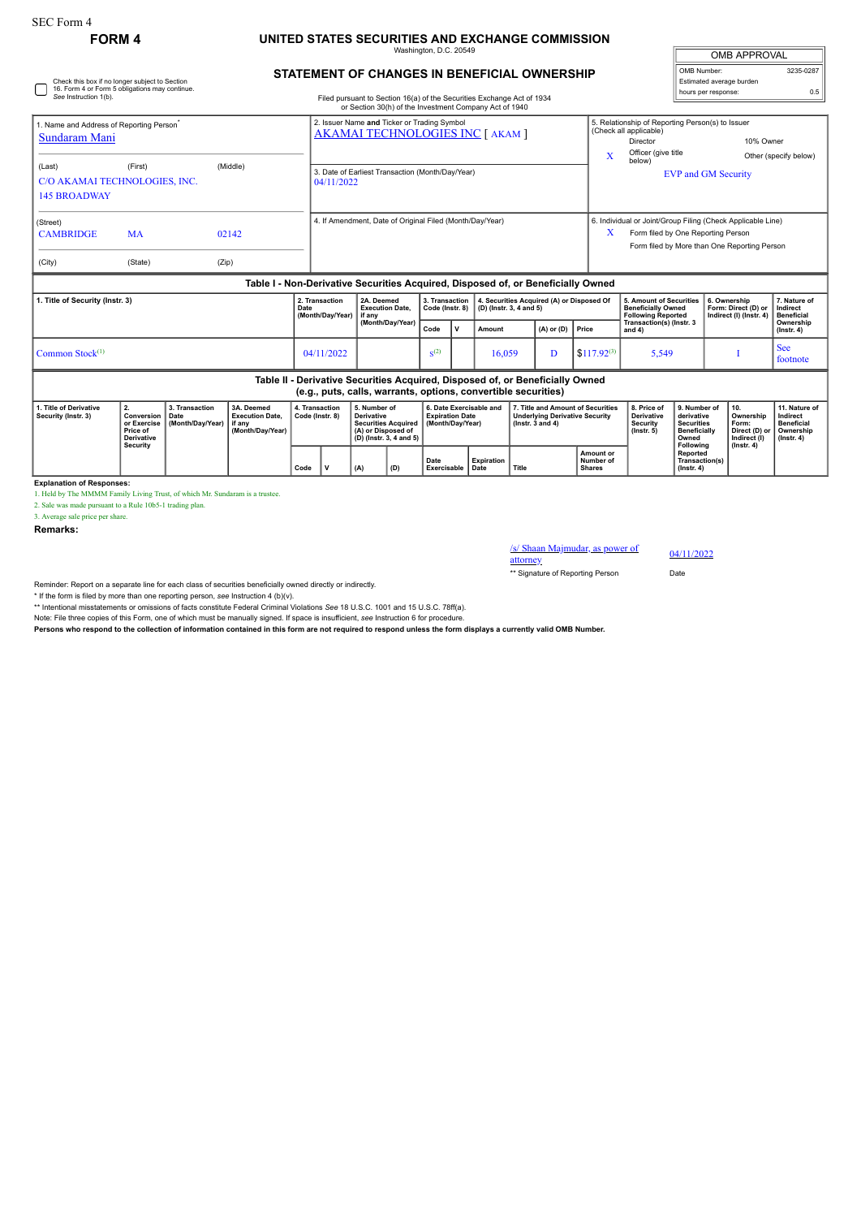SEC Form 4

**FORM 4**

# UNITED STATES SECURITIES AND EXCHANGE COMMISSION

Washington, D.C. 20549

## STATEMENT OF CHANGES IN BENEFICIAL OWNERSHIP

Filed pursuant to Section 16(a) of the Securities Exchange Act of 1934 or Section 30(h) of the Investment Company Act of 1940

| OMB APPROVAL | |
|---|---|
| OMB Number: | 3235-0287 |
| Estimated average burden hours per response: | 0.5 |

☐ Check this box if no longer subject to Section 16. Form 4 or Form 5 obligations may continue. *See* Instruction 1(b).

| | | |
|---|---|---|
| 1. Name and Address of Reporting Person* <br> Sundaram Mani <br> (Last) (First) (Middle) <br> C/O AKAMAI TECHNOLOGIES, INC. <br> 145 BROADWAY <br> (Street) <br> CAMBRIDGE MA 02142 <br> (City) (State) (Zip) | 2. Issuer Name **and** Ticker or Trading Symbol <br> AKAMAI TECHNOLOGIES INC [ AKAM ] <br> 3. Date of Earliest Transaction (Month/Day/Year) <br> 04/11/2022 <br> 4. If Amendment, Date of Original Filed (Month/Day/Year) | 5. Relationship of Reporting Person(s) to Issuer (Check all applicable) <br> Director / 10% Owner <br> X Officer (give title below) / Other (specify below) <br> EVP and GM Security <br> 6. Individual or Joint/Group Filing (Check Applicable Line) <br> X Form filed by One Reporting Person <br> Form filed by More than One Reporting Person |

### Table I - Non-Derivative Securities Acquired, Disposed of, or Beneficially Owned

| 1. Title of Security (Instr. 3) | 2. Transaction Date (Month/Day/Year) | 2A. Deemed Execution Date, if any (Month/Day/Year) | 3. Transaction Code (Instr. 8) | | 4. Securities Acquired (A) or Disposed Of (D) (Instr. 3, 4 and 5) | | | 5. Amount of Securities Beneficially Owned Following Reported Transaction(s) (Instr. 3 and 4) | 6. Ownership Form: Direct (D) or Indirect (I) (Instr. 4) | 7. Nature of Indirect Beneficial Ownership (Instr. 4) |
|---|---|---|---|---|---|---|---|---|---|---|
| | | | Code | V | Amount | (A) or (D) | Price | | | |
| Common Stock[1] | 04/11/2022 | | S[2] | | 16,059 | D | $117.92[3] | 5,549 | I | See footnote |

### Table II - Derivative Securities Acquired, Disposed of, or Beneficially Owned (e.g., puts, calls, warrants, options, convertible securities)

| 1. Title of Derivative Security (Instr. 3) | 2. Conversion or Exercise Price of Derivative Security | 3. Transaction Date (Month/Day/Year) | 3A. Deemed Execution Date, if any (Month/Day/Year) | 4. Transaction Code (Instr. 8) | | 5. Number of Derivative Securities Acquired (A) or Disposed of (D) (Instr. 3, 4 and 5) | | 6. Date Exercisable and Expiration Date (Month/Day/Year) | | 7. Title and Amount of Securities Underlying Derivative Security (Instr. 3 and 4) | | 8. Price of Derivative Security (Instr. 5) | 9. Number of derivative Securities Beneficially Owned Following Reported Transaction(s) (Instr. 4) | 10. Ownership Form: Direct (D) or Indirect (I) (Instr. 4) | 11. Nature of Indirect Beneficial Ownership (Instr. 4) |
|---|---|---|---|---|---|---|---|---|---|---|---|---|---|---|---|
| | | | | Code | V | (A) | (D) | Date Exercisable | Expiration Date | Title | Amount or Number of Shares | | | | |

**Explanation of Responses:**

1. Held by The MMMM Family Living Trust, of which Mr. Sundaram is a trustee.
2. Sale was made pursuant to a Rule 10b5-1 trading plan.
3. Average sale price per share.

**Remarks:**

| | |
|---|---|
| /s/ Shaan Majmudar, as power of attorney | 04/11/2022 |
| ** Signature of Reporting Person | Date |

Reminder: Report on a separate line for each class of securities beneficially owned directly or indirectly.

* If the form is filed by more than one reporting person, *see* Instruction 4 (b)(v).

** Intentional misstatements or omissions of facts constitute Federal Criminal Violations *See* 18 U.S.C. 1001 and 15 U.S.C. 78ff(a).

Note: File three copies of this Form, one of which must be manually signed. If space is insufficient, *see* Instruction 6 for procedure.

**Persons who respond to the collection of information contained in this form are not required to respond unless the form displays a currently valid OMB Number.**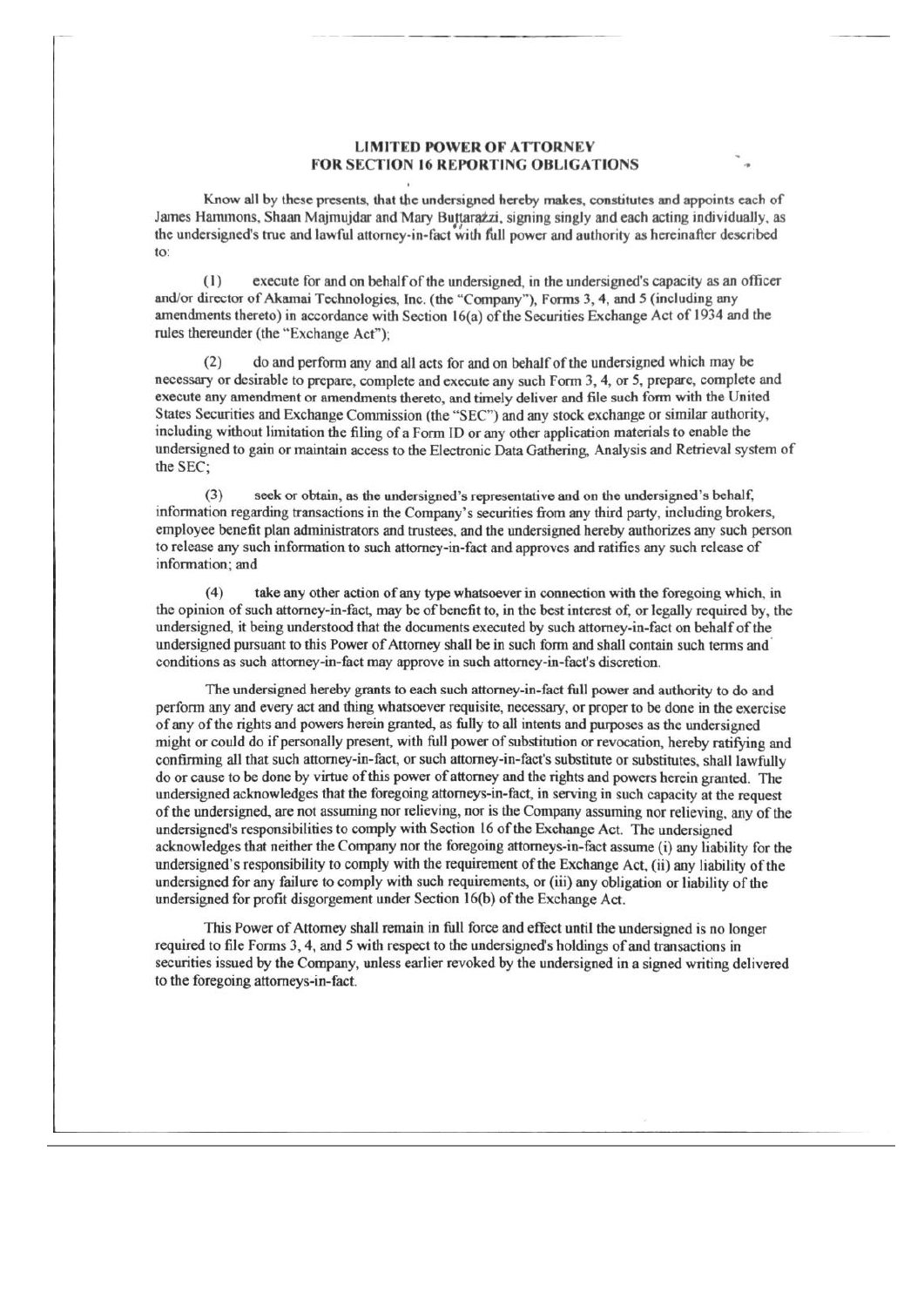# LIMITED POWER OF ATTORNEY
# FOR SECTION 16 REPORTING OBLIGATIONS

Know all by these presents, that the undersigned hereby makes, constitutes and appoints each of James Hammons, Shaan Majmujdar and Mary Buttarazzi, signing singly and each acting individually, as the undersigned's true and lawful attorney-in-fact with full power and authority as hereinafter described to:

(1) execute for and on behalf of the undersigned, in the undersigned's capacity as an officer and/or director of Akamai Technologies, Inc. (the "Company"), Forms 3, 4, and 5 (including any amendments thereto) in accordance with Section 16(a) of the Securities Exchange Act of 1934 and the rules thereunder (the "Exchange Act");

(2) do and perform any and all acts for and on behalf of the undersigned which may be necessary or desirable to prepare, complete and execute any such Form 3, 4, or 5, prepare, complete and execute any amendment or amendments thereto, and timely deliver and file such form with the United States Securities and Exchange Commission (the "SEC") and any stock exchange or similar authority, including without limitation the filing of a Form ID or any other application materials to enable the undersigned to gain or maintain access to the Electronic Data Gathering, Analysis and Retrieval system of the SEC;

(3) seek or obtain, as the undersigned's representative and on the undersigned's behalf, information regarding transactions in the Company's securities from any third party, including brokers, employee benefit plan administrators and trustees, and the undersigned hereby authorizes any such person to release any such information to such attorney-in-fact and approves and ratifies any such release of information; and

(4) take any other action of any type whatsoever in connection with the foregoing which, in the opinion of such attorney-in-fact, may be of benefit to, in the best interest of, or legally required by, the undersigned, it being understood that the documents executed by such attorney-in-fact on behalf of the undersigned pursuant to this Power of Attorney shall be in such form and shall contain such terms and conditions as such attorney-in-fact may approve in such attorney-in-fact's discretion.

The undersigned hereby grants to each such attorney-in-fact full power and authority to do and perform any and every act and thing whatsoever requisite, necessary, or proper to be done in the exercise of any of the rights and powers herein granted, as fully to all intents and purposes as the undersigned might or could do if personally present, with full power of substitution or revocation, hereby ratifying and confirming all that such attorney-in-fact, or such attorney-in-fact's substitute or substitutes, shall lawfully do or cause to be done by virtue of this power of attorney and the rights and powers herein granted. The undersigned acknowledges that the foregoing attorneys-in-fact, in serving in such capacity at the request of the undersigned, are not assuming nor relieving, nor is the Company assuming nor relieving, any of the undersigned's responsibilities to comply with Section 16 of the Exchange Act. The undersigned acknowledges that neither the Company nor the foregoing attorneys-in-fact assume (i) any liability for the undersigned's responsibility to comply with the requirement of the Exchange Act, (ii) any liability of the undersigned for any failure to comply with such requirements, or (iii) any obligation or liability of the undersigned for profit disgorgement under Section 16(b) of the Exchange Act.

This Power of Attorney shall remain in full force and effect until the undersigned is no longer required to file Forms 3, 4, and 5 with respect to the undersigned's holdings of and transactions in securities issued by the Company, unless earlier revoked by the undersigned in a signed writing delivered to the foregoing attorneys-in-fact.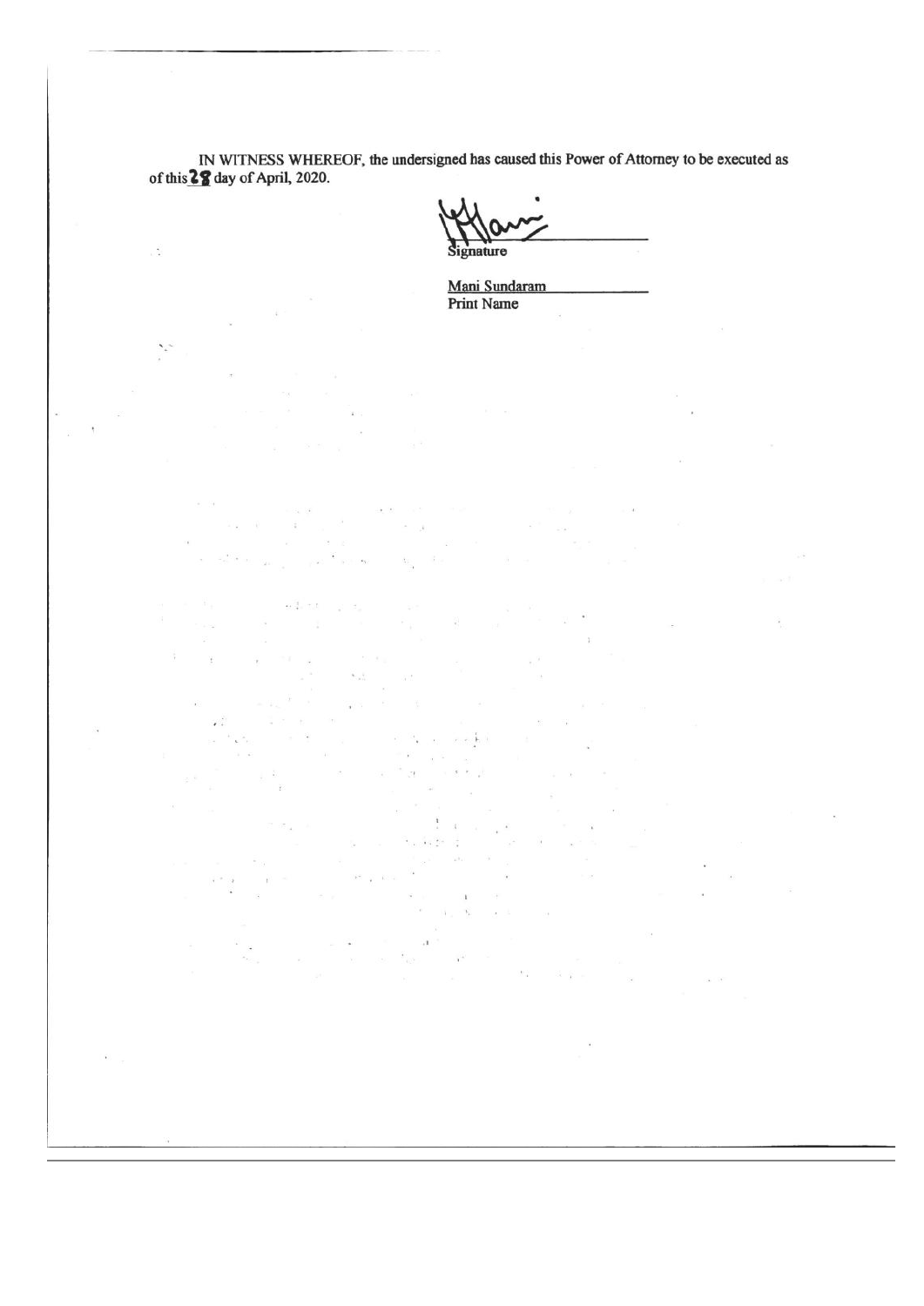IN WITNESS WHEREOF, the undersigned has caused this Power of Attorney to be executed as of this 28 day of April, 2020.

Signature

Mani Sundaram
Print Name